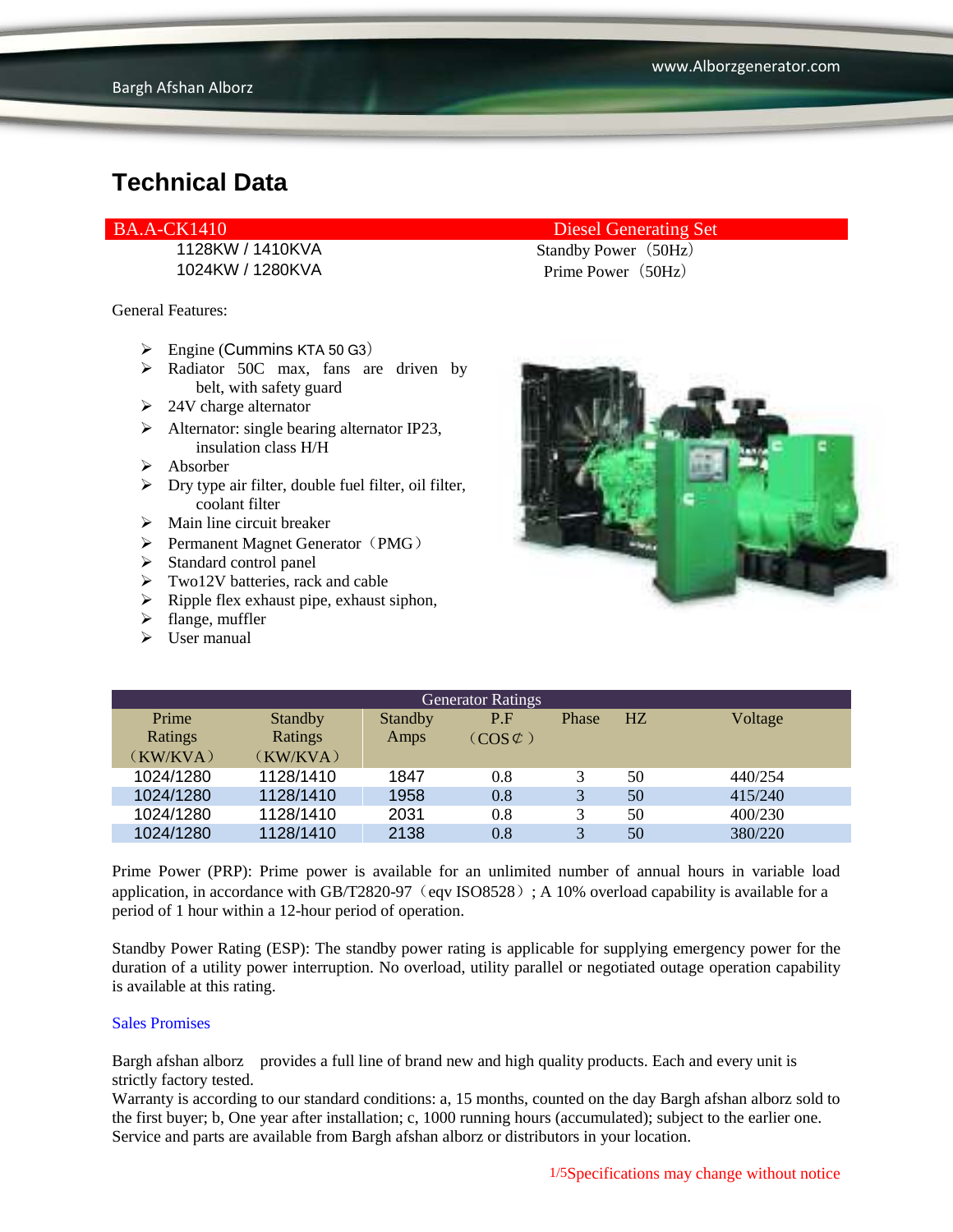# Technical Data

| BA.A-CK1410 | Diesel Generating Set |
|---|---|
| 1128KW / 1410KVA | Standby Power（50Hz） |
| 1024KW / 1280KVA | Prime Power（50Hz） |

General Features:

- Engine (Cummins KTA 50 G3)
- Radiator 50C max, fans are driven by belt, with safety guard
- 24V charge alternator
- Alternator: single bearing alternator IP23, insulation class H/H
- Absorber
- Dry type air filter, double fuel filter, oil filter, coolant filter
- Main line circuit breaker
- Permanent Magnet Generator（PMG）
- Standard control panel
- Two12V batteries, rack and cable
- Ripple flex exhaust pipe, exhaust siphon,
- flange, muffler
- User manual

| Generator Ratings | | | | | | |
|---|---|---|---|---|---|---|
| Prime Ratings（KW/KVA） | Standby Ratings（KW/KVA） | Standby Amps | P.F（COS¢） | Phase | HZ | Voltage |
| 1024/1280 | 1128/1410 | 1847 | 0.8 | 3 | 50 | 440/254 |
| 1024/1280 | 1128/1410 | 1958 | 0.8 | 3 | 50 | 415/240 |
| 1024/1280 | 1128/1410 | 2031 | 0.8 | 3 | 50 | 400/230 |
| 1024/1280 | 1128/1410 | 2138 | 0.8 | 3 | 50 | 380/220 |

Prime Power (PRP): Prime power is available for an unlimited number of annual hours in variable load application, in accordance with GB/T2820-97（eqv ISO8528）; A 10% overload capability is available for a period of 1 hour within a 12-hour period of operation.

Standby Power Rating (ESP): The standby power rating is applicable for supplying emergency power for the duration of a utility power interruption. No overload, utility parallel or negotiated outage operation capability is available at this rating.

Sales Promises

Bargh afshan alborz provides a full line of brand new and high quality products. Each and every unit is strictly factory tested.
Warranty is according to our standard conditions: a, 15 months, counted on the day Bargh afshan alborz sold to the first buyer; b, One year after installation; c, 1000 running hours (accumulated); subject to the earlier one.
Service and parts are available from Bargh afshan alborz or distributors in your location.

Specifications may change without notice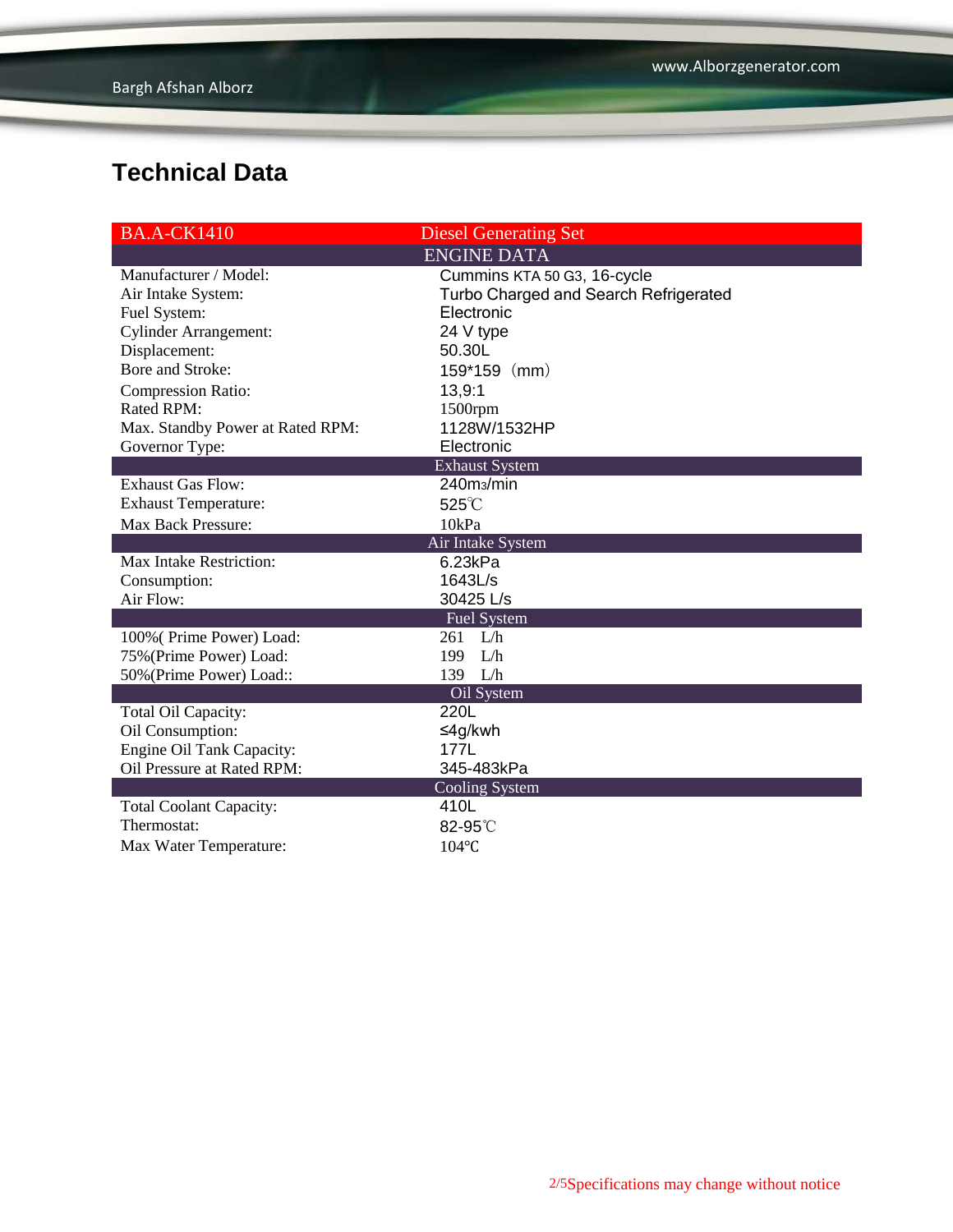# Technical Data

| BA.A-CK1410 | Diesel Generating Set |
|---|---|
| **ENGINE DATA** | |
| Manufacturer / Model: | Cummins KTA 50 G3, 16-cycle |
| Air Intake System: | Turbo Charged and Search Refrigerated |
| Fuel System: | Electronic |
| Cylinder Arrangement: | 24 V type |
| Displacement: | 50.30L |
| Bore and Stroke: | 159*159（mm） |
| Compression Ratio: | 13,9:1 |
| Rated RPM: | 1500rpm |
| Max. Standby Power at Rated RPM: | 1128W/1532HP |
| Governor Type: | Electronic |
| **Exhaust System** | |
| Exhaust Gas Flow: | 240m3/min |
| Exhaust Temperature: | 525℃ |
| Max Back Pressure: | 10kPa |
| **Air Intake System** | |
| Max Intake Restriction: | 6.23kPa |
| Consumption: | 1643L/s |
| Air Flow: | 30425 L/s |
| **Fuel System** | |
| 100%( Prime Power) Load: | 261 L/h |
| 75%(Prime Power) Load: | 199 L/h |
| 50%(Prime Power) Load:: | 139 L/h |
| **Oil System** | |
| Total Oil Capacity: | 220L |
| Oil Consumption: | ≤4g/kwh |
| Engine Oil Tank Capacity: | 177L |
| Oil Pressure at Rated RPM: | 345-483kPa |
| **Cooling System** | |
| Total Coolant Capacity: | 410L |
| Thermostat: | 82-95℃ |
| Max Water Temperature: | 104℃ |

Specifications may change without notice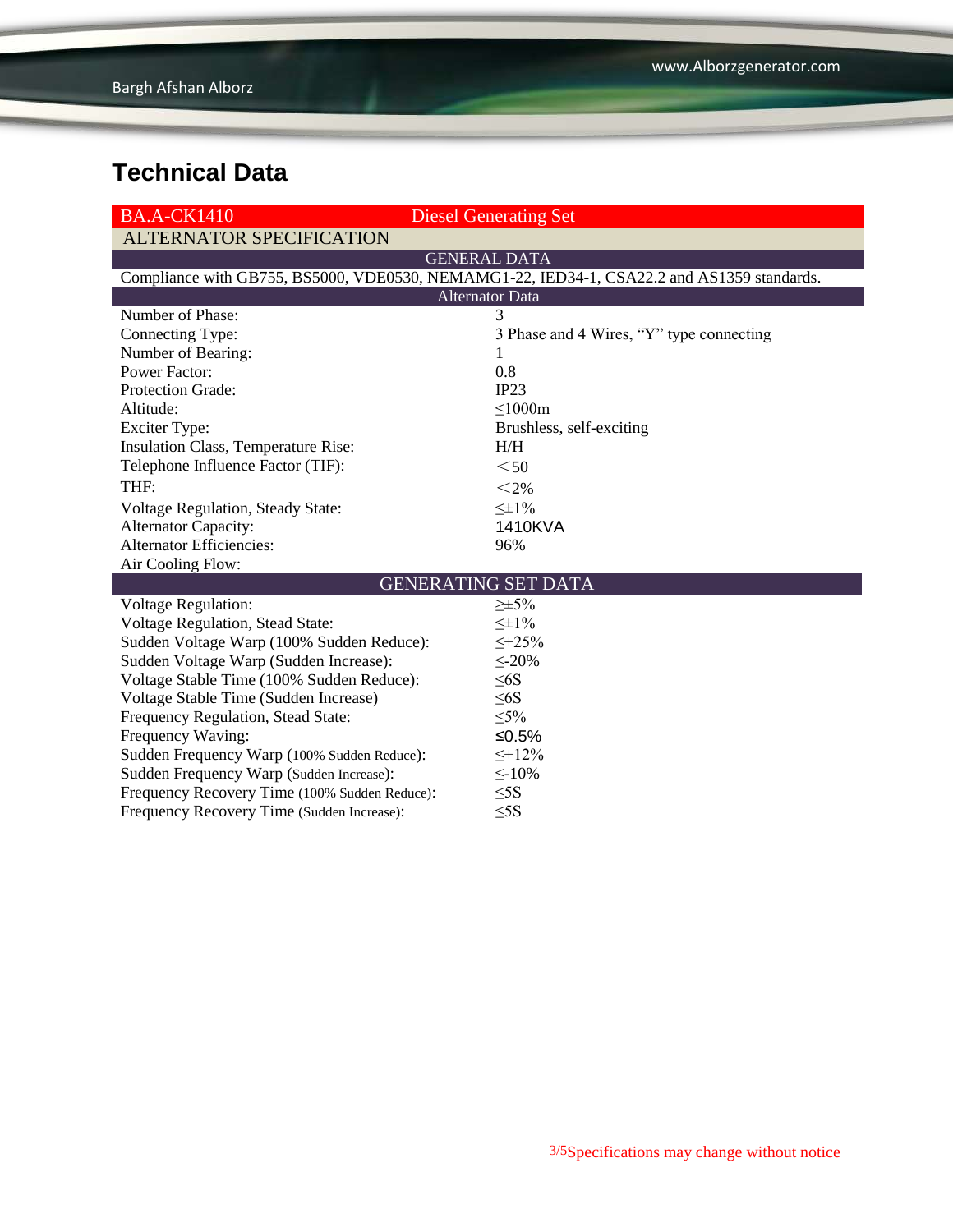# Technical Data

| BA.A-CK1410 | Diesel Generating Set |
|---|---|
| **ALTERNATOR SPECIFICATION** | |
| **GENERAL DATA** | |
| Compliance with GB755, BS5000, VDE0530, NEMAMG1-22, IED34-1, CSA22.2 and AS1359 standards. | |
| **Alternator Data** | |
| Number of Phase: | 3 |
| Connecting Type: | 3 Phase and 4 Wires, “Y” type connecting |
| Number of Bearing: | 1 |
| Power Factor: | 0.8 |
| Protection Grade: | IP23 |
| Altitude: | ≤1000m |
| Exciter Type: | Brushless, self-exciting |
| Insulation Class, Temperature Rise: | H/H |
| Telephone Influence Factor (TIF): | <50 |
| THF: | <2% |
| Voltage Regulation, Steady State: | ≤±1% |
| Alternator Capacity: | 1410KVA |
| Alternator Efficiencies: | 96% |
| Air Cooling Flow: | |
| **GENERATING SET DATA** | |
| Voltage Regulation: | ≥±5% |
| Voltage Regulation, Stead State: | ≤±1% |
| Sudden Voltage Warp (100% Sudden Reduce): | ≤+25% |
| Sudden Voltage Warp (Sudden Increase): | ≤-20% |
| Voltage Stable Time (100% Sudden Reduce): | ≤6S |
| Voltage Stable Time (Sudden Increase) | ≤6S |
| Frequency Regulation, Stead State: | ≤5% |
| Frequency Waving: | ≤0.5% |
| Sudden Frequency Warp (100% Sudden Reduce): | ≤+12% |
| Sudden Frequency Warp (Sudden Increase): | ≤-10% |
| Frequency Recovery Time (100% Sudden Reduce): | ≤5S |
| Frequency Recovery Time (Sudden Increase): | ≤5S |

Specifications may change without notice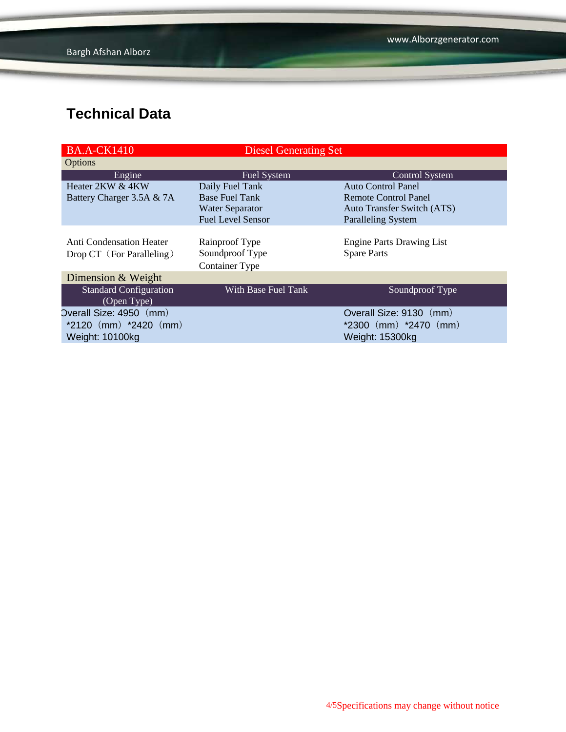## Technical Data

| BA.A-CK1410 | Diesel Generating Set | |
|---|---|---|
| Options | | |
| Engine | Fuel System | Control System |
| Heater 2KW & 4KW<br>Battery Charger 3.5A & 7A | Daily Fuel Tank<br>Base Fuel Tank<br>Water Separator<br>Fuel Level Sensor | Auto Control Panel<br>Remote Control Panel<br>Auto Transfer Switch (ATS)<br>Paralleling System |
| Anti Condensation Heater<br>Drop CT（For Paralleling） | Rainproof Type<br>Soundproof Type<br>Container Type | Engine Parts Drawing List<br>Spare Parts |
| Dimension & Weight | | |
| Standard Configuration (Open Type) | With Base Fuel Tank | Soundproof Type |
| Overall Size: 4950（mm）*2120（mm）*2420（mm）<br>Weight: 10100kg | | Overall Size: 9130（mm）*2300（mm）*2470（mm）<br>Weight: 15300kg |

Specifications may change without notice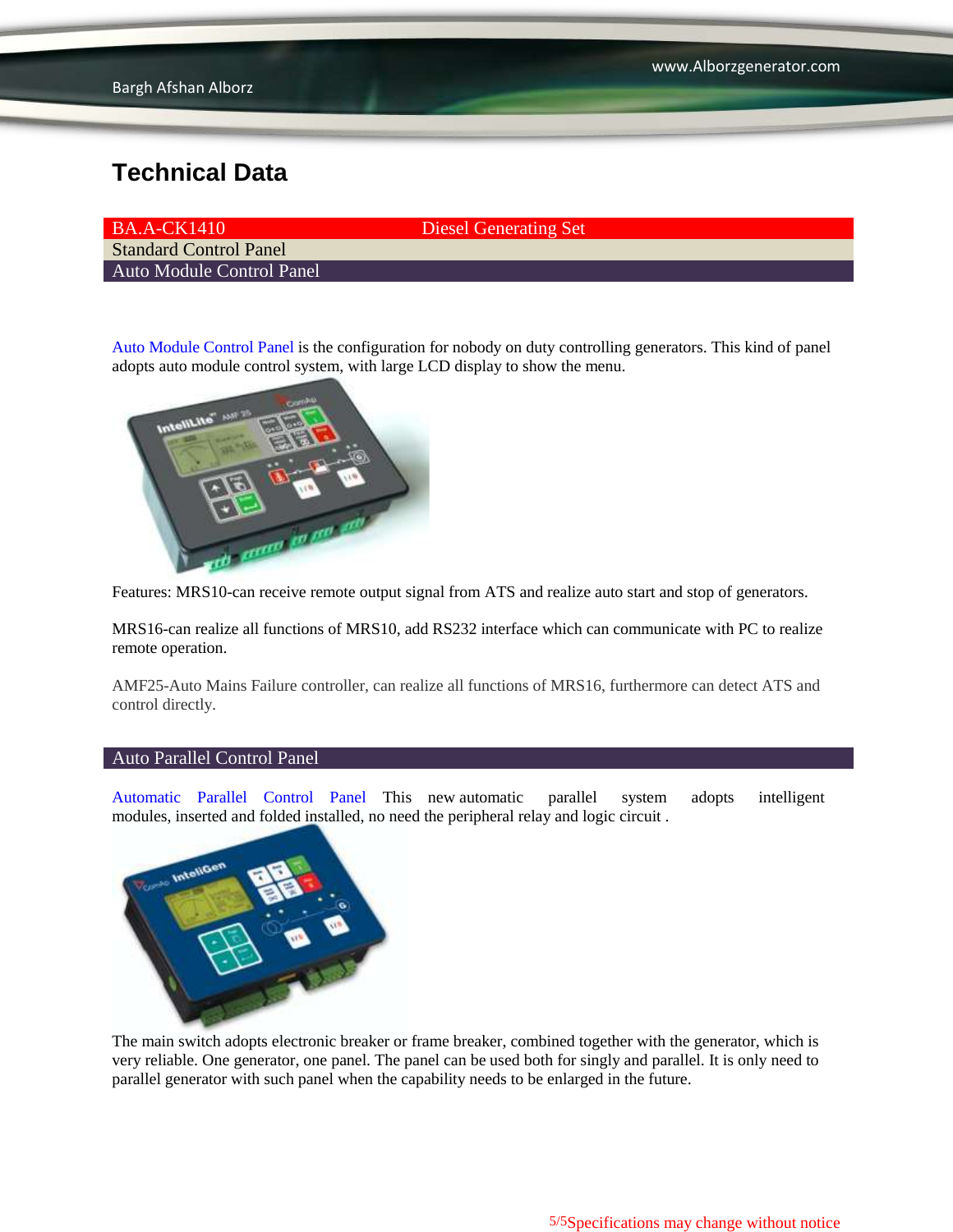## Technical Data

| BA.A-CK1410 | Diesel Generating Set |
|---|---|
| Standard Control Panel | |
| Auto Module Control Panel | |

Auto Module Control Panel is the configuration for nobody on duty controlling generators. This kind of panel adopts auto module control system, with large LCD display to show the menu.

Features: MRS10-can receive remote output signal from ATS and realize auto start and stop of generators.

MRS16-can realize all functions of MRS10, add RS232 interface which can communicate with PC to realize remote operation.

AMF25-Auto Mains Failure controller, can realize all functions of MRS16, furthermore can detect ATS and control directly.

### Auto Parallel Control Panel

Automatic Parallel Control Panel This new automatic parallel system adopts intelligent modules, inserted and folded installed, no need the peripheral relay and logic circuit .

The main switch adopts electronic breaker or frame breaker, combined together with the generator, which is very reliable. One generator, one panel. The panel can be used both for singly and parallel. It is only need to parallel generator with such panel when the capability needs to be enlarged in the future.

Specifications may change without notice